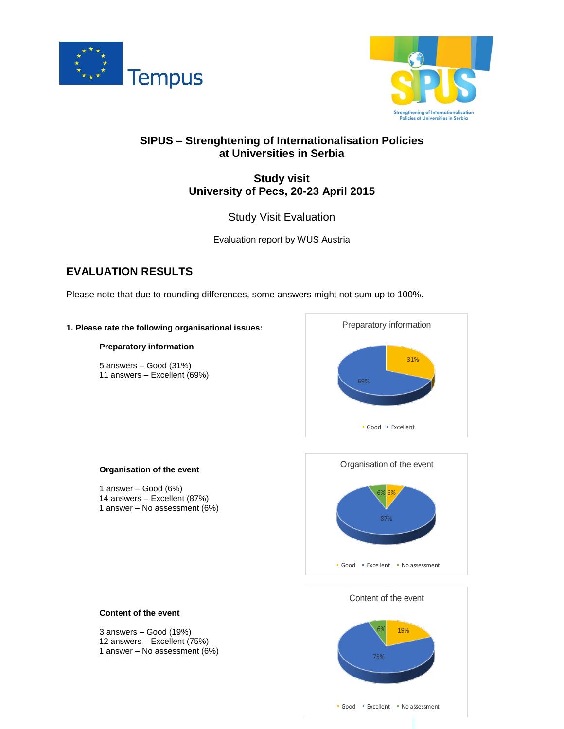# SIPUS – Strenghtening of Internationalisation Policies at Universities in Serbia

## Study visit
## University of Pecs, 20-23 April 2015

Study Visit Evaluation

Evaluation report by WUS Austria

## EVALUATION RESULTS

Please note that due to rounding differences, some answers might not sum up to 100%.

**1. Please rate the following organisational issues:**

**Preparatory information**

5 answers – Good (31%)
11 answers – Excellent (69%)

**Organisation of the event**

1 answer – Good (6%)
14 answers – Excellent (87%)
1 answer – No assessment (6%)

**Content of the event**

3 answers – Good (19%)
12 answers – Excellent (75%)
1 answer – No assessment (6%)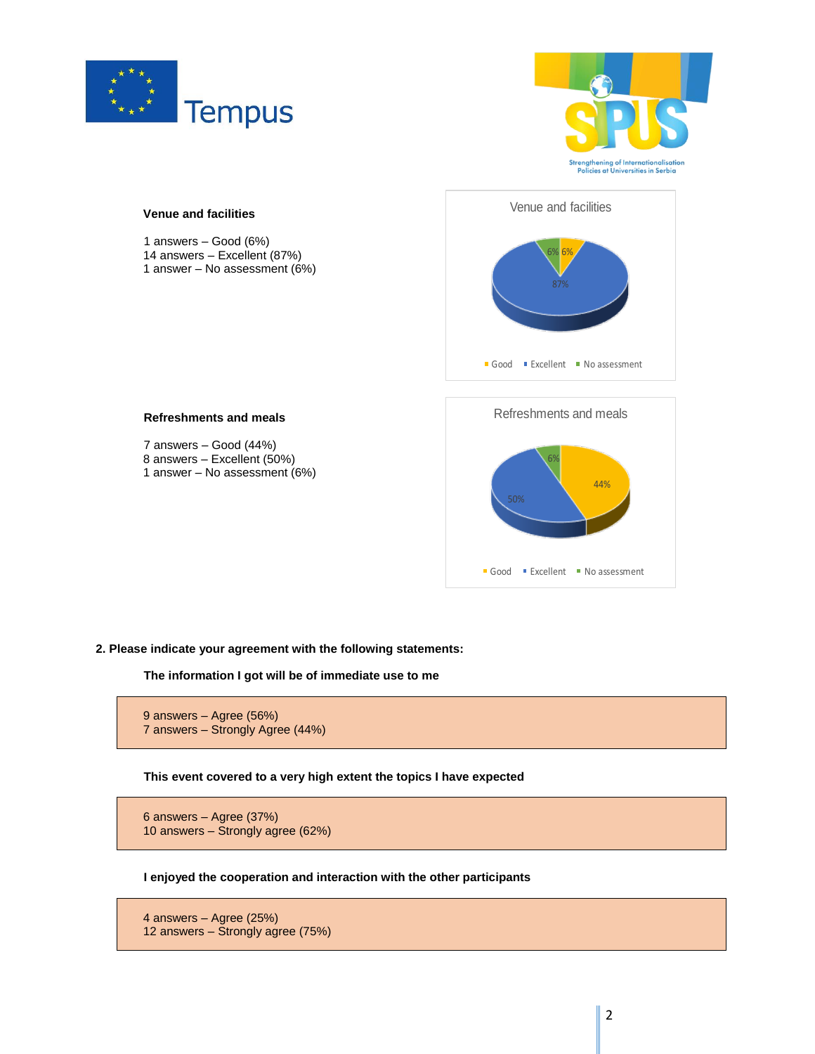**Venue and facilities**

1 answers – Good (6%)
14 answers – Excellent (87%)
1 answer – No assessment (6%)

**Refreshments and meals**

7 answers – Good (44%)
8 answers – Excellent (50%)
1 answer – No assessment (6%)

**2. Please indicate your agreement with the following statements:**

**The information I got will be of immediate use to me**

9 answers – Agree (56%)
7 answers – Strongly Agree (44%)

**This event covered to a very high extent the topics I have expected**

6 answers – Agree (37%)
10 answers – Strongly agree (62%)

**I enjoyed the cooperation and interaction with the other participants**

4 answers – Agree (25%)
12 answers – Strongly agree (75%)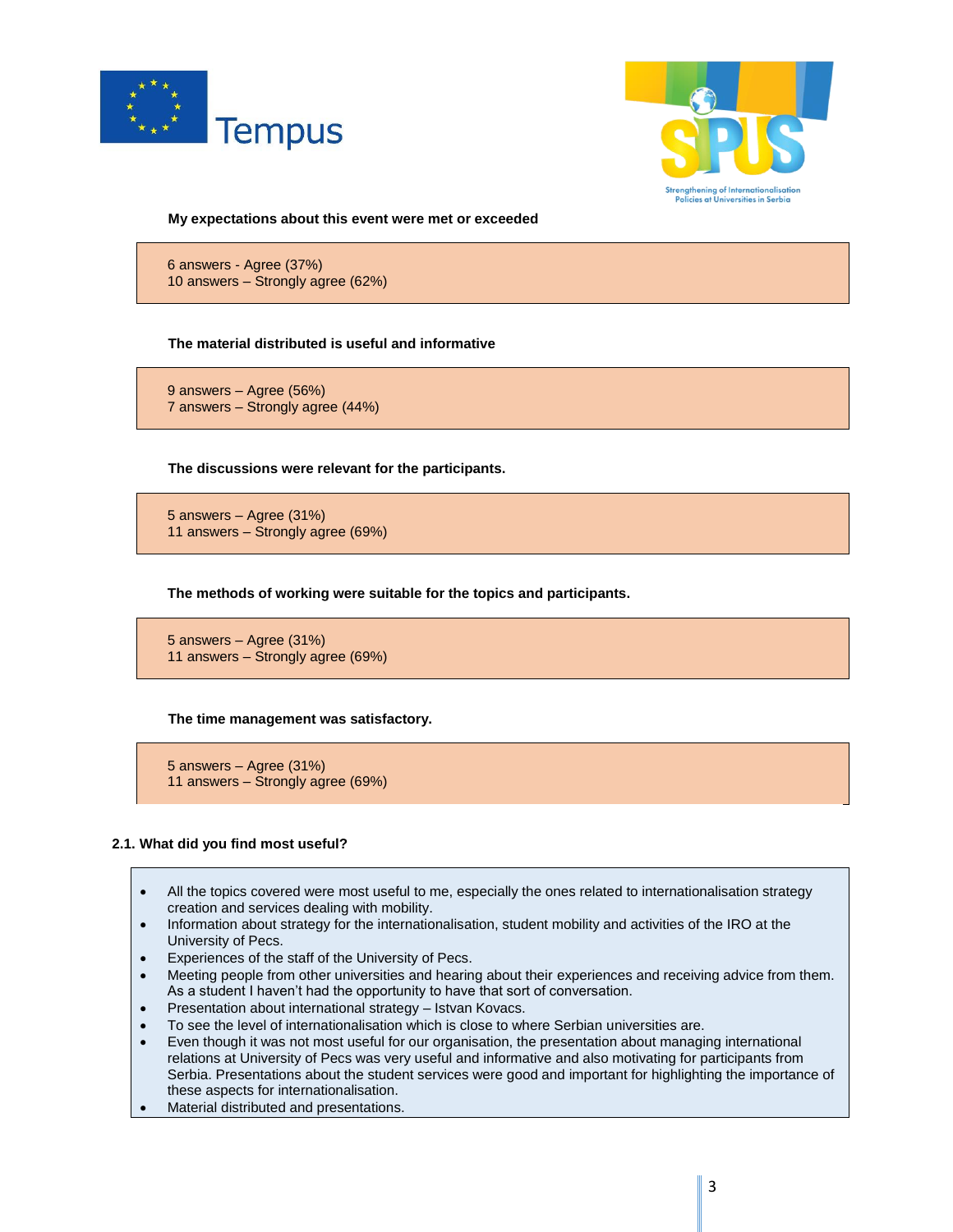**My expectations about this event were met or exceeded**

6 answers - Agree (37%)
10 answers – Strongly agree (62%)

**The material distributed is useful and informative**

9 answers – Agree (56%)
7 answers – Strongly agree (44%)

**The discussions were relevant for the participants.**

5 answers – Agree (31%)
11 answers – Strongly agree (69%)

**The methods of working were suitable for the topics and participants.**

5 answers – Agree (31%)
11 answers – Strongly agree (69%)

**The time management was satisfactory.**

5 answers – Agree (31%)
11 answers – Strongly agree (69%)

**2.1. What did you find most useful?**

- All the topics covered were most useful to me, especially the ones related to internationalisation strategy creation and services dealing with mobility.
- Information about strategy for the internationalisation, student mobility and activities of the IRO at the University of Pecs.
- Experiences of the staff of the University of Pecs.
- Meeting people from other universities and hearing about their experiences and receiving advice from them. As a student I haven't had the opportunity to have that sort of conversation.
- Presentation about international strategy – Istvan Kovacs.
- To see the level of internationalisation which is close to where Serbian universities are.
- Even though it was not most useful for our organisation, the presentation about managing international relations at University of Pecs was very useful and informative and also motivating for participants from Serbia. Presentations about the student services were good and important for highlighting the importance of these aspects for internationalisation.
- Material distributed and presentations.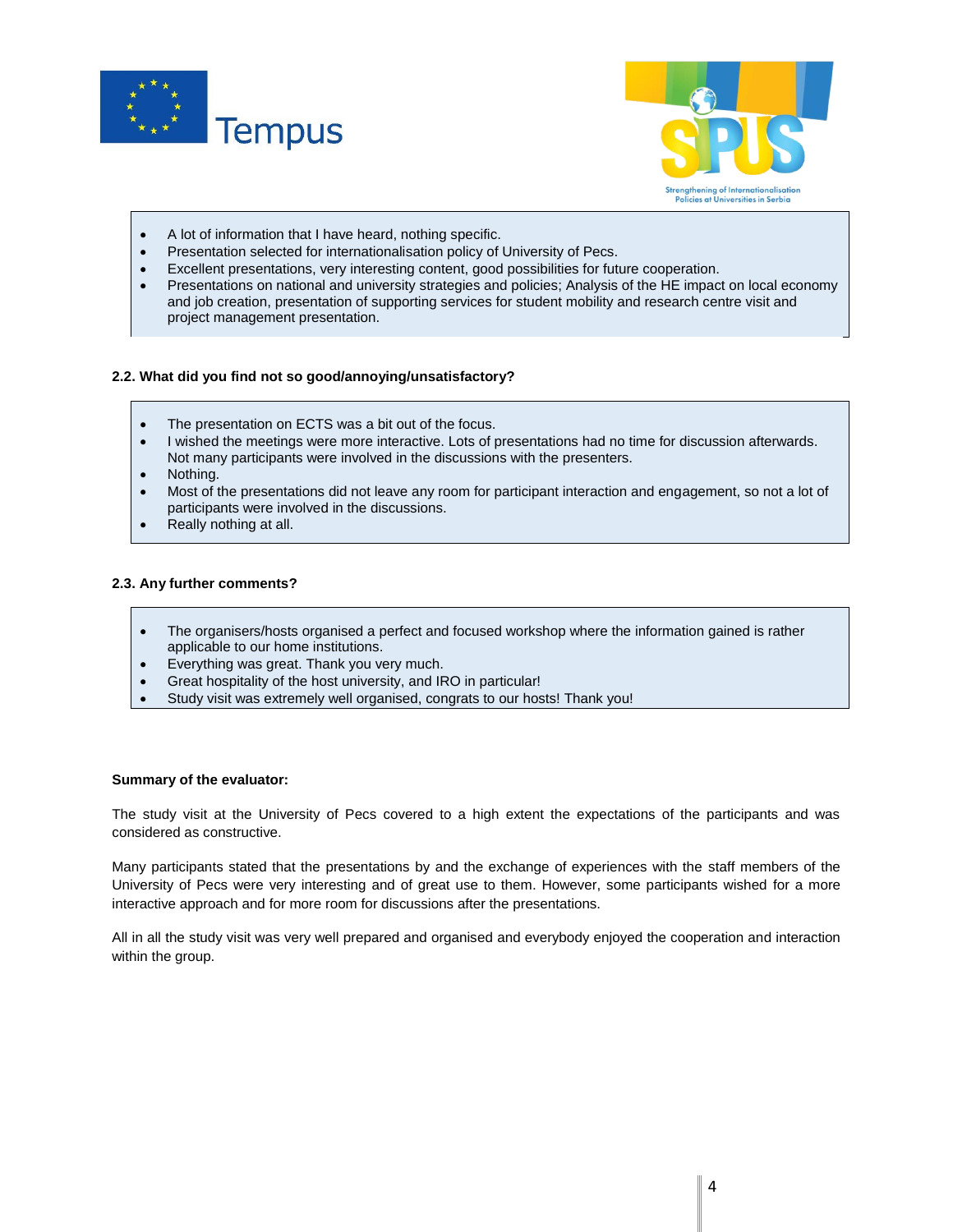- A lot of information that I have heard, nothing specific.
- Presentation selected for internationalisation policy of University of Pecs.
- Excellent presentations, very interesting content, good possibilities for future cooperation.
- Presentations on national and university strategies and policies; Analysis of the HE impact on local economy and job creation, presentation of supporting services for student mobility and research centre visit and project management presentation.

**2.2. What did you find not so good/annoying/unsatisfactory?**

- The presentation on ECTS was a bit out of the focus.
- I wished the meetings were more interactive. Lots of presentations had no time for discussion afterwards. Not many participants were involved in the discussions with the presenters.
- Nothing.
- Most of the presentations did not leave any room for participant interaction and engagement, so not a lot of participants were involved in the discussions.
- Really nothing at all.

**2.3. Any further comments?**

- The organisers/hosts organised a perfect and focused workshop where the information gained is rather applicable to our home institutions.
- Everything was great. Thank you very much.
- Great hospitality of the host university, and IRO in particular!
- Study visit was extremely well organised, congrats to our hosts! Thank you!

**Summary of the evaluator:**

The study visit at the University of Pecs covered to a high extent the expectations of the participants and was considered as constructive.

Many participants stated that the presentations by and the exchange of experiences with the staff members of the University of Pecs were very interesting and of great use to them. However, some participants wished for a more interactive approach and for more room for discussions after the presentations.

All in all the study visit was very well prepared and organised and everybody enjoyed the cooperation and interaction within the group.